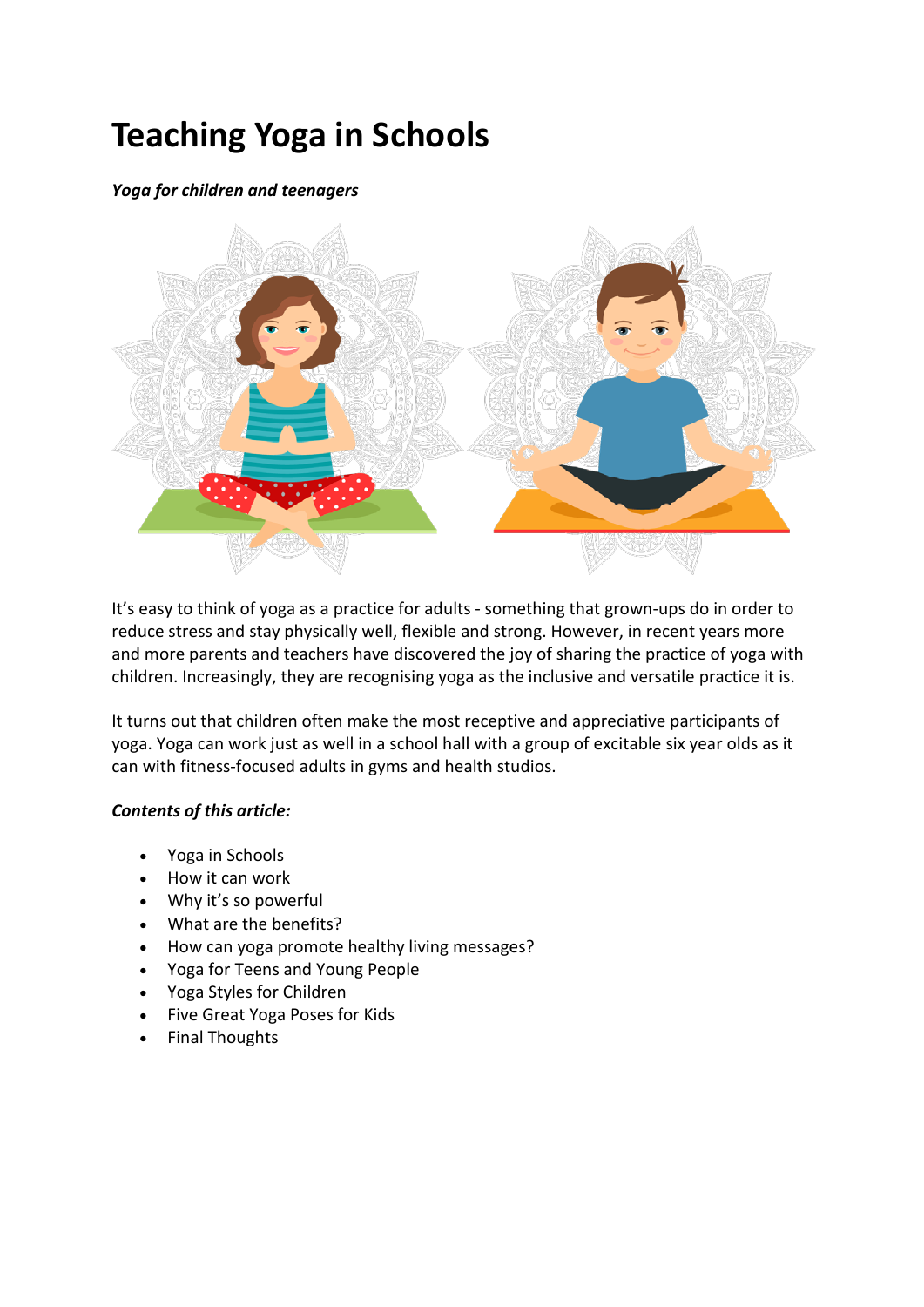# Teaching Yoga in Schools

***Yoga for children and teenagers***

It's easy to think of yoga as a practice for adults - something that grown-ups do in order to reduce stress and stay physically well, flexible and strong. However, in recent years more and more parents and teachers have discovered the joy of sharing the practice of yoga with children. Increasingly, they are recognising yoga as the inclusive and versatile practice it is.

It turns out that children often make the most receptive and appreciative participants of yoga. Yoga can work just as well in a school hall with a group of excitable six year olds as it can with fitness-focused adults in gyms and health studios.

***Contents of this article:***

- Yoga in Schools
- How it can work
- Why it's so powerful
- What are the benefits?
- How can yoga promote healthy living messages?
- Yoga for Teens and Young People
- Yoga Styles for Children
- Five Great Yoga Poses for Kids
- Final Thoughts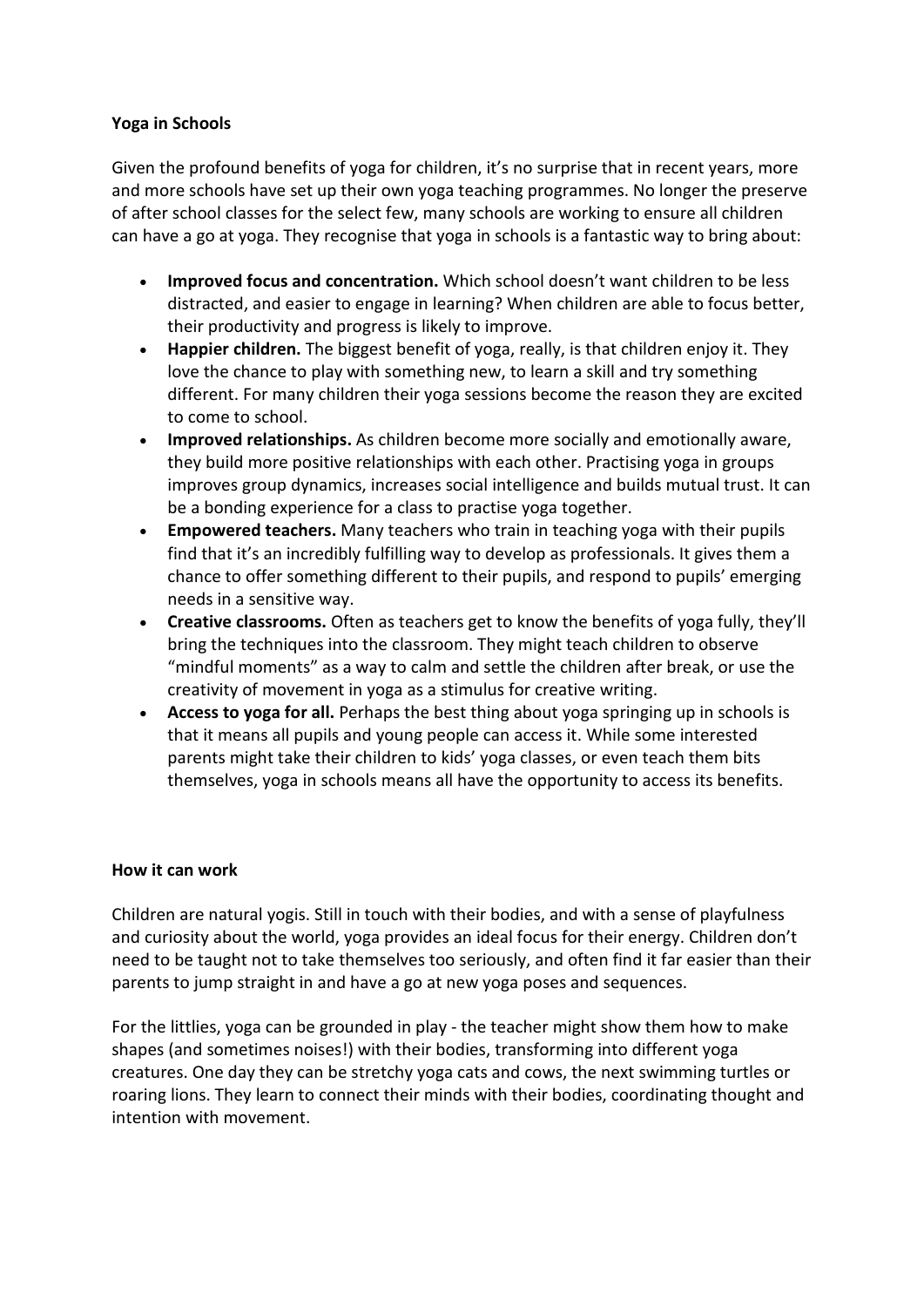**Yoga in Schools**

Given the profound benefits of yoga for children, it's no surprise that in recent years, more and more schools have set up their own yoga teaching programmes. No longer the preserve of after school classes for the select few, many schools are working to ensure all children can have a go at yoga. They recognise that yoga in schools is a fantastic way to bring about:

- **Improved focus and concentration.** Which school doesn't want children to be less distracted, and easier to engage in learning? When children are able to focus better, their productivity and progress is likely to improve.
- **Happier children.** The biggest benefit of yoga, really, is that children enjoy it. They love the chance to play with something new, to learn a skill and try something different. For many children their yoga sessions become the reason they are excited to come to school.
- **Improved relationships.** As children become more socially and emotionally aware, they build more positive relationships with each other. Practising yoga in groups improves group dynamics, increases social intelligence and builds mutual trust. It can be a bonding experience for a class to practise yoga together.
- **Empowered teachers.** Many teachers who train in teaching yoga with their pupils find that it's an incredibly fulfilling way to develop as professionals. It gives them a chance to offer something different to their pupils, and respond to pupils' emerging needs in a sensitive way.
- **Creative classrooms.** Often as teachers get to know the benefits of yoga fully, they'll bring the techniques into the classroom. They might teach children to observe "mindful moments" as a way to calm and settle the children after break, or use the creativity of movement in yoga as a stimulus for creative writing.
- **Access to yoga for all.** Perhaps the best thing about yoga springing up in schools is that it means all pupils and young people can access it. While some interested parents might take their children to kids' yoga classes, or even teach them bits themselves, yoga in schools means all have the opportunity to access its benefits.

**How it can work**

Children are natural yogis. Still in touch with their bodies, and with a sense of playfulness and curiosity about the world, yoga provides an ideal focus for their energy. Children don't need to be taught not to take themselves too seriously, and often find it far easier than their parents to jump straight in and have a go at new yoga poses and sequences.

For the littlies, yoga can be grounded in play - the teacher might show them how to make shapes (and sometimes noises!) with their bodies, transforming into different yoga creatures. One day they can be stretchy yoga cats and cows, the next swimming turtles or roaring lions. They learn to connect their minds with their bodies, coordinating thought and intention with movement.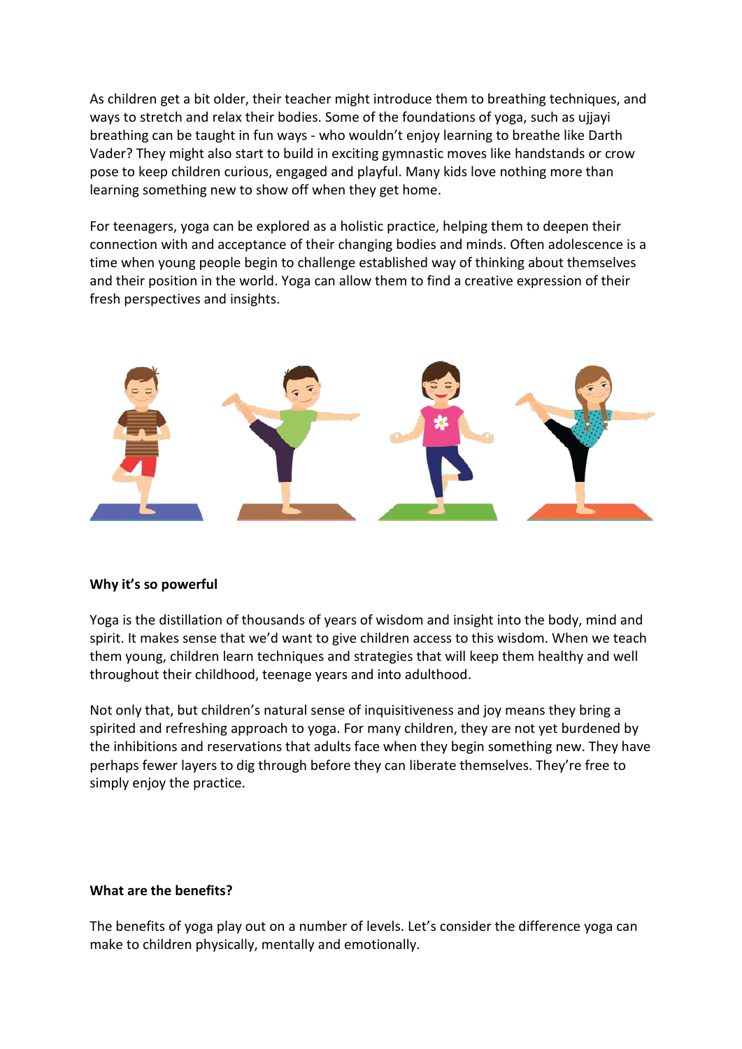As children get a bit older, their teacher might introduce them to breathing techniques, and ways to stretch and relax their bodies. Some of the foundations of yoga, such as ujjayi breathing can be taught in fun ways - who wouldn't enjoy learning to breathe like Darth Vader? They might also start to build in exciting gymnastic moves like handstands or crow pose to keep children curious, engaged and playful. Many kids love nothing more than learning something new to show off when they get home.

For teenagers, yoga can be explored as a holistic practice, helping them to deepen their connection with and acceptance of their changing bodies and minds. Often adolescence is a time when young people begin to challenge established way of thinking about themselves and their position in the world. Yoga can allow them to find a creative expression of their fresh perspectives and insights.

**Why it's so powerful**

Yoga is the distillation of thousands of years of wisdom and insight into the body, mind and spirit. It makes sense that we'd want to give children access to this wisdom. When we teach them young, children learn techniques and strategies that will keep them healthy and well throughout their childhood, teenage years and into adulthood.

Not only that, but children's natural sense of inquisitiveness and joy means they bring a spirited and refreshing approach to yoga. For many children, they are not yet burdened by the inhibitions and reservations that adults face when they begin something new. They have perhaps fewer layers to dig through before they can liberate themselves. They're free to simply enjoy the practice.

**What are the benefits?**

The benefits of yoga play out on a number of levels. Let's consider the difference yoga can make to children physically, mentally and emotionally.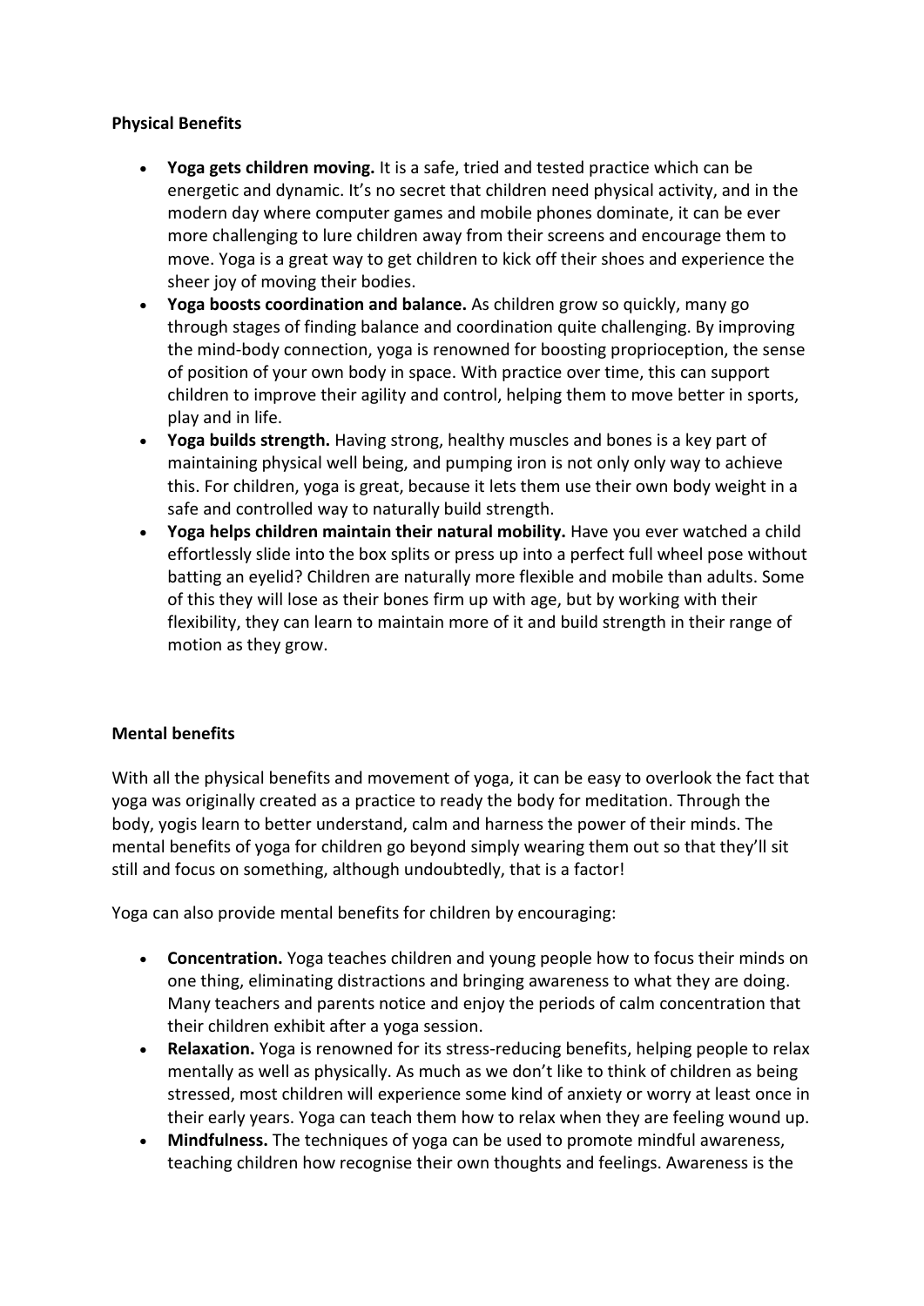**Physical Benefits**

- **Yoga gets children moving.** It is a safe, tried and tested practice which can be energetic and dynamic. It's no secret that children need physical activity, and in the modern day where computer games and mobile phones dominate, it can be ever more challenging to lure children away from their screens and encourage them to move. Yoga is a great way to get children to kick off their shoes and experience the sheer joy of moving their bodies.
- **Yoga boosts coordination and balance.** As children grow so quickly, many go through stages of finding balance and coordination quite challenging. By improving the mind-body connection, yoga is renowned for boosting proprioception, the sense of position of your own body in space. With practice over time, this can support children to improve their agility and control, helping them to move better in sports, play and in life.
- **Yoga builds strength.** Having strong, healthy muscles and bones is a key part of maintaining physical well being, and pumping iron is not only only way to achieve this. For children, yoga is great, because it lets them use their own body weight in a safe and controlled way to naturally build strength.
- **Yoga helps children maintain their natural mobility.** Have you ever watched a child effortlessly slide into the box splits or press up into a perfect full wheel pose without batting an eyelid? Children are naturally more flexible and mobile than adults. Some of this they will lose as their bones firm up with age, but by working with their flexibility, they can learn to maintain more of it and build strength in their range of motion as they grow.

**Mental benefits**

With all the physical benefits and movement of yoga, it can be easy to overlook the fact that yoga was originally created as a practice to ready the body for meditation. Through the body, yogis learn to better understand, calm and harness the power of their minds. The mental benefits of yoga for children go beyond simply wearing them out so that they'll sit still and focus on something, although undoubtedly, that is a factor!

Yoga can also provide mental benefits for children by encouraging:

- **Concentration.** Yoga teaches children and young people how to focus their minds on one thing, eliminating distractions and bringing awareness to what they are doing. Many teachers and parents notice and enjoy the periods of calm concentration that their children exhibit after a yoga session.
- **Relaxation.** Yoga is renowned for its stress-reducing benefits, helping people to relax mentally as well as physically. As much as we don't like to think of children as being stressed, most children will experience some kind of anxiety or worry at least once in their early years. Yoga can teach them how to relax when they are feeling wound up.
- **Mindfulness.** The techniques of yoga can be used to promote mindful awareness, teaching children how recognise their own thoughts and feelings. Awareness is the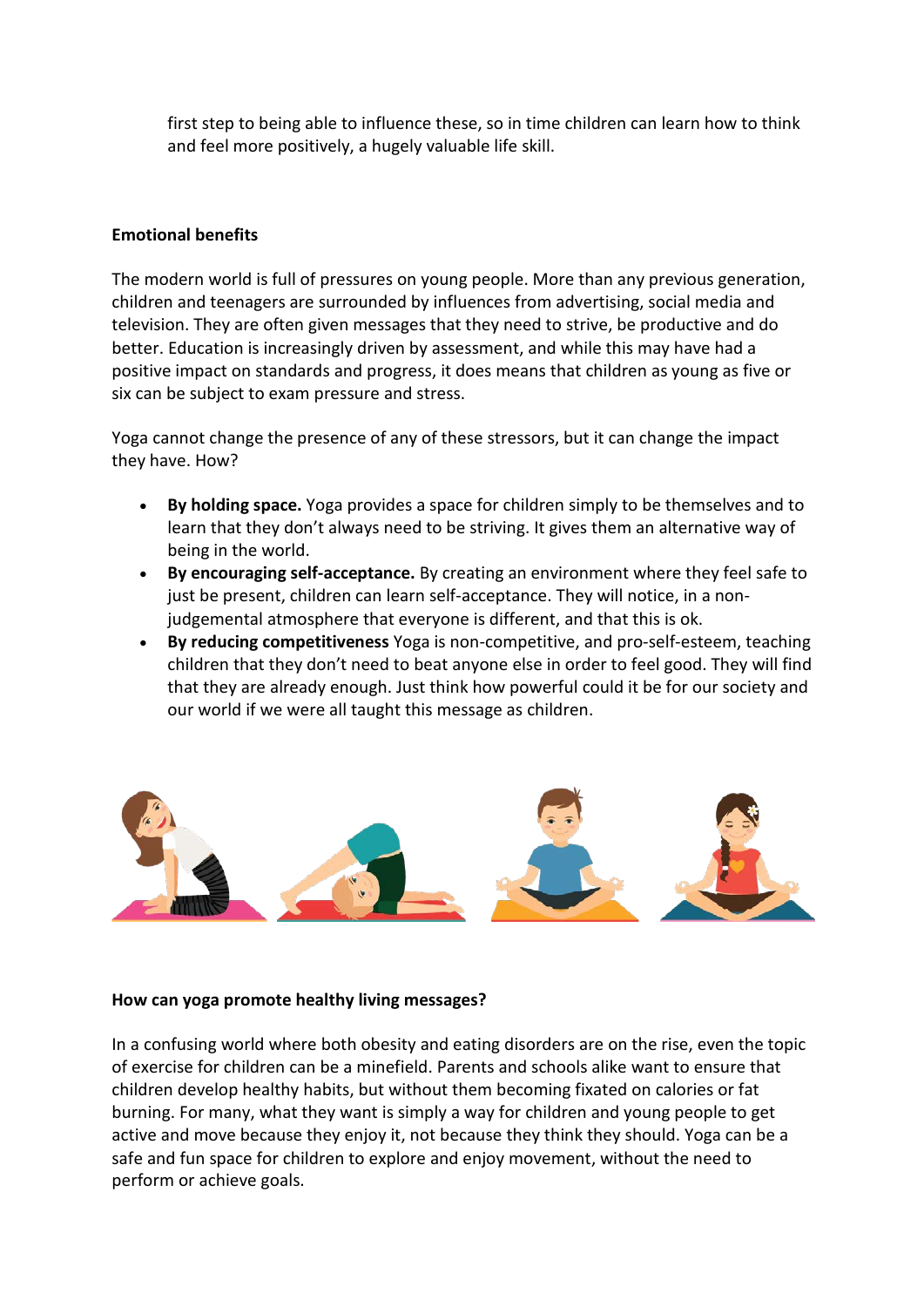first step to being able to influence these, so in time children can learn how to think and feel more positively, a hugely valuable life skill.

**Emotional benefits**

The modern world is full of pressures on young people. More than any previous generation, children and teenagers are surrounded by influences from advertising, social media and television. They are often given messages that they need to strive, be productive and do better. Education is increasingly driven by assessment, and while this may have had a positive impact on standards and progress, it does means that children as young as five or six can be subject to exam pressure and stress.

Yoga cannot change the presence of any of these stressors, but it can change the impact they have. How?

- **By holding space.** Yoga provides a space for children simply to be themselves and to learn that they don't always need to be striving. It gives them an alternative way of being in the world.
- **By encouraging self-acceptance.** By creating an environment where they feel safe to just be present, children can learn self-acceptance. They will notice, in a non-judgemental atmosphere that everyone is different, and that this is ok.
- **By reducing competitiveness** Yoga is non-competitive, and pro-self-esteem, teaching children that they don't need to beat anyone else in order to feel good. They will find that they are already enough. Just think how powerful could it be for our society and our world if we were all taught this message as children.

**How can yoga promote healthy living messages?**

In a confusing world where both obesity and eating disorders are on the rise, even the topic of exercise for children can be a minefield. Parents and schools alike want to ensure that children develop healthy habits, but without them becoming fixated on calories or fat burning. For many, what they want is simply a way for children and young people to get active and move because they enjoy it, not because they think they should. Yoga can be a safe and fun space for children to explore and enjoy movement, without the need to perform or achieve goals.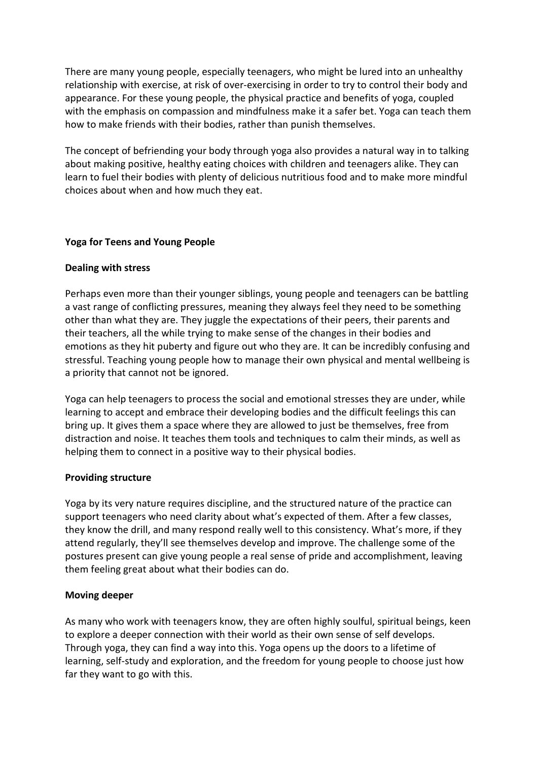There are many young people, especially teenagers, who might be lured into an unhealthy relationship with exercise, at risk of over-exercising in order to try to control their body and appearance. For these young people, the physical practice and benefits of yoga, coupled with the emphasis on compassion and mindfulness make it a safer bet. Yoga can teach them how to make friends with their bodies, rather than punish themselves.

The concept of befriending your body through yoga also provides a natural way in to talking about making positive, healthy eating choices with children and teenagers alike. They can learn to fuel their bodies with plenty of delicious nutritious food and to make more mindful choices about when and how much they eat.

**Yoga for Teens and Young People**

**Dealing with stress**

Perhaps even more than their younger siblings, young people and teenagers can be battling a vast range of conflicting pressures, meaning they always feel they need to be something other than what they are. They juggle the expectations of their peers, their parents and their teachers, all the while trying to make sense of the changes in their bodies and emotions as they hit puberty and figure out who they are. It can be incredibly confusing and stressful. Teaching young people how to manage their own physical and mental wellbeing is a priority that cannot not be ignored.

Yoga can help teenagers to process the social and emotional stresses they are under, while learning to accept and embrace their developing bodies and the difficult feelings this can bring up. It gives them a space where they are allowed to just be themselves, free from distraction and noise. It teaches them tools and techniques to calm their minds, as well as helping them to connect in a positive way to their physical bodies.

**Providing structure**

Yoga by its very nature requires discipline, and the structured nature of the practice can support teenagers who need clarity about what's expected of them. After a few classes, they know the drill, and many respond really well to this consistency. What's more, if they attend regularly, they'll see themselves develop and improve. The challenge some of the postures present can give young people a real sense of pride and accomplishment, leaving them feeling great about what their bodies can do.

**Moving deeper**

As many who work with teenagers know, they are often highly soulful, spiritual beings, keen to explore a deeper connection with their world as their own sense of self develops. Through yoga, they can find a way into this. Yoga opens up the doors to a lifetime of learning, self-study and exploration, and the freedom for young people to choose just how far they want to go with this.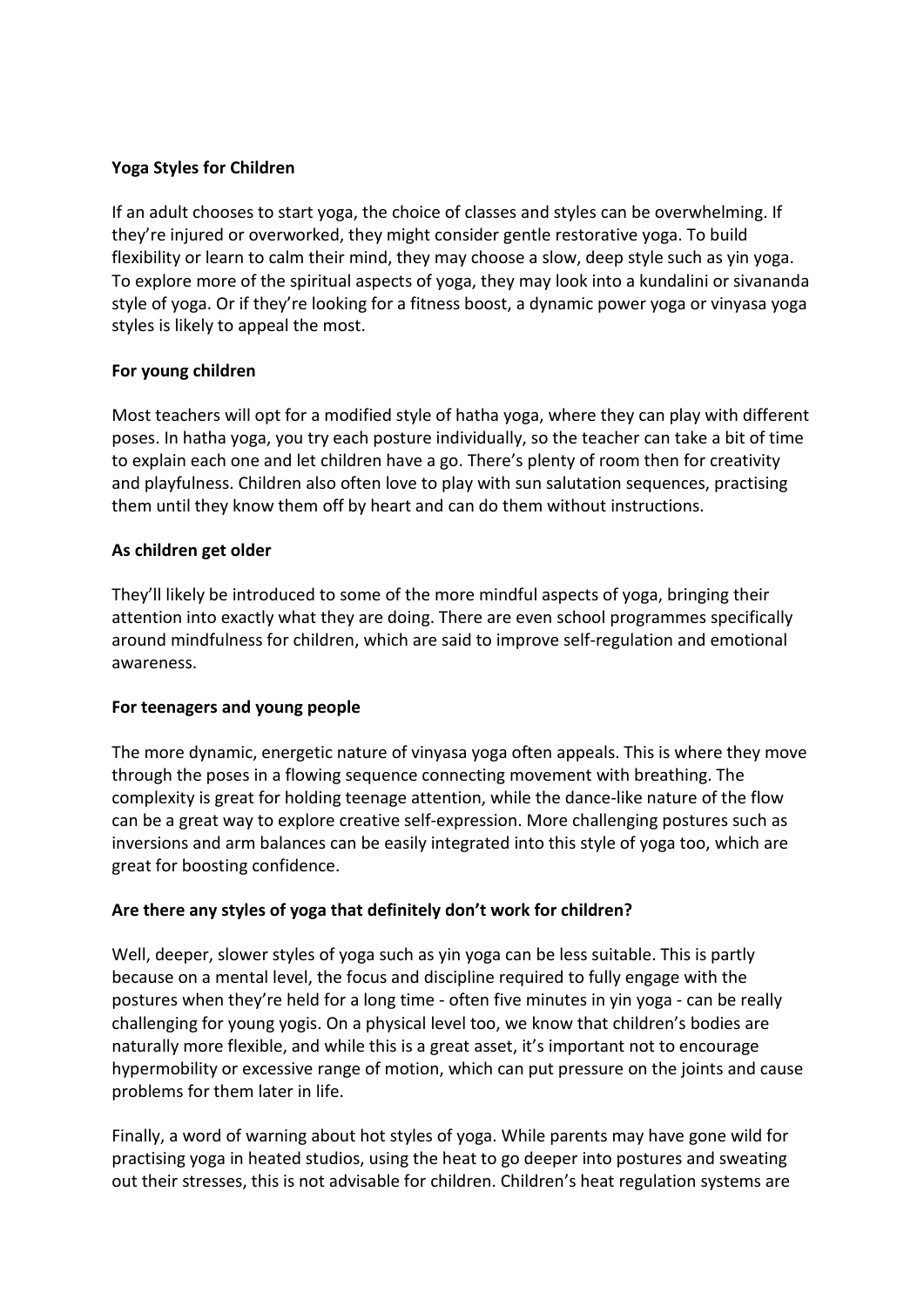**Yoga Styles for Children**

If an adult chooses to start yoga, the choice of classes and styles can be overwhelming. If they're injured or overworked, they might consider gentle restorative yoga. To build flexibility or learn to calm their mind, they may choose a slow, deep style such as yin yoga. To explore more of the spiritual aspects of yoga, they may look into a kundalini or sivananda style of yoga. Or if they're looking for a fitness boost, a dynamic power yoga or vinyasa yoga styles is likely to appeal the most.

**For young children**

Most teachers will opt for a modified style of hatha yoga, where they can play with different poses. In hatha yoga, you try each posture individually, so the teacher can take a bit of time to explain each one and let children have a go. There's plenty of room then for creativity and playfulness. Children also often love to play with sun salutation sequences, practising them until they know them off by heart and can do them without instructions.

**As children get older**

They'll likely be introduced to some of the more mindful aspects of yoga, bringing their attention into exactly what they are doing. There are even school programmes specifically around mindfulness for children, which are said to improve self-regulation and emotional awareness.

**For teenagers and young people**

The more dynamic, energetic nature of vinyasa yoga often appeals. This is where they move through the poses in a flowing sequence connecting movement with breathing. The complexity is great for holding teenage attention, while the dance-like nature of the flow can be a great way to explore creative self-expression. More challenging postures such as inversions and arm balances can be easily integrated into this style of yoga too, which are great for boosting confidence.

**Are there any styles of yoga that definitely don't work for children?**

Well, deeper, slower styles of yoga such as yin yoga can be less suitable. This is partly because on a mental level, the focus and discipline required to fully engage with the postures when they're held for a long time - often five minutes in yin yoga - can be really challenging for young yogis. On a physical level too, we know that children's bodies are naturally more flexible, and while this is a great asset, it's important not to encourage hypermobility or excessive range of motion, which can put pressure on the joints and cause problems for them later in life.

Finally, a word of warning about hot styles of yoga. While parents may have gone wild for practising yoga in heated studios, using the heat to go deeper into postures and sweating out their stresses, this is not advisable for children. Children's heat regulation systems are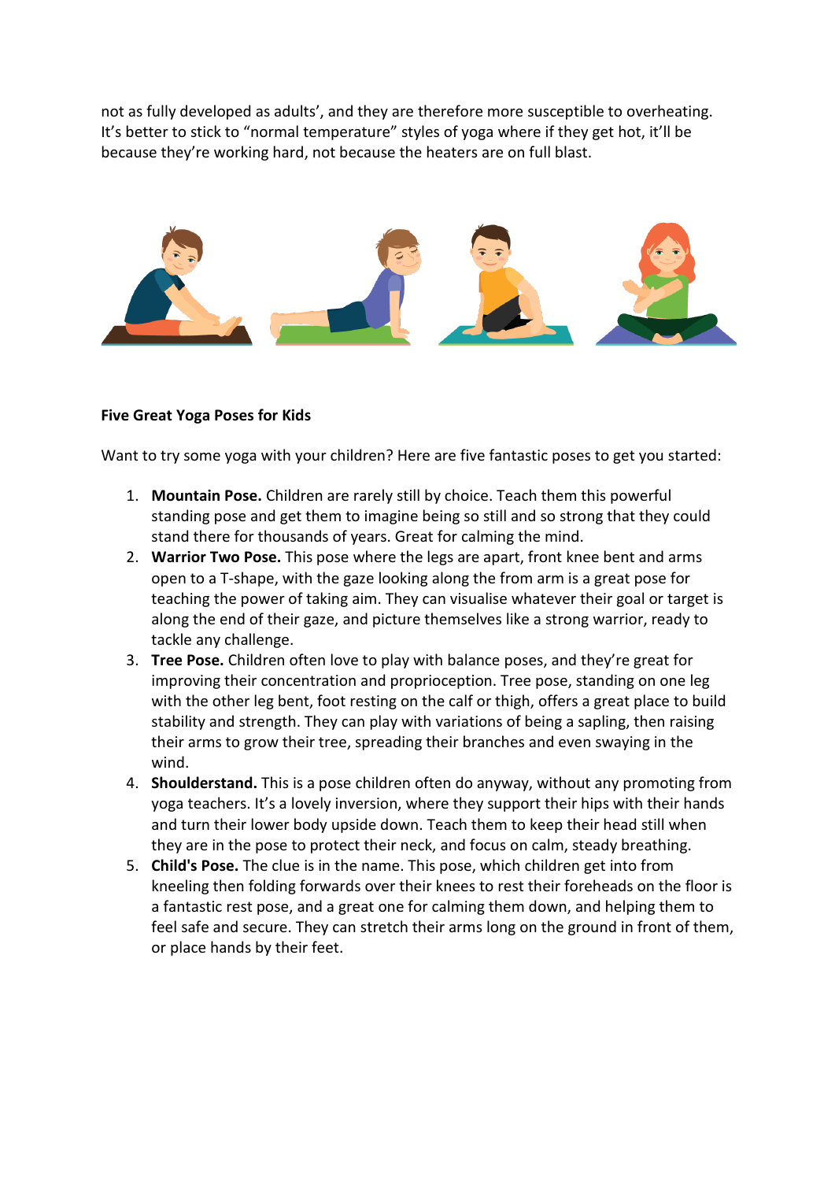not as fully developed as adults', and they are therefore more susceptible to overheating. It's better to stick to "normal temperature" styles of yoga where if they get hot, it'll be because they're working hard, not because the heaters are on full blast.

**Five Great Yoga Poses for Kids**

Want to try some yoga with your children? Here are five fantastic poses to get you started:

1. **Mountain Pose.** Children are rarely still by choice. Teach them this powerful standing pose and get them to imagine being so still and so strong that they could stand there for thousands of years. Great for calming the mind.
2. **Warrior Two Pose.** This pose where the legs are apart, front knee bent and arms open to a T-shape, with the gaze looking along the from arm is a great pose for teaching the power of taking aim. They can visualise whatever their goal or target is along the end of their gaze, and picture themselves like a strong warrior, ready to tackle any challenge.
3. **Tree Pose.** Children often love to play with balance poses, and they're great for improving their concentration and proprioception. Tree pose, standing on one leg with the other leg bent, foot resting on the calf or thigh, offers a great place to build stability and strength. They can play with variations of being a sapling, then raising their arms to grow their tree, spreading their branches and even swaying in the wind.
4. **Shoulderstand.** This is a pose children often do anyway, without any promoting from yoga teachers. It's a lovely inversion, where they support their hips with their hands and turn their lower body upside down. Teach them to keep their head still when they are in the pose to protect their neck, and focus on calm, steady breathing.
5. **Child's Pose.** The clue is in the name. This pose, which children get into from kneeling then folding forwards over their knees to rest their foreheads on the floor is a fantastic rest pose, and a great one for calming them down, and helping them to feel safe and secure. They can stretch their arms long on the ground in front of them, or place hands by their feet.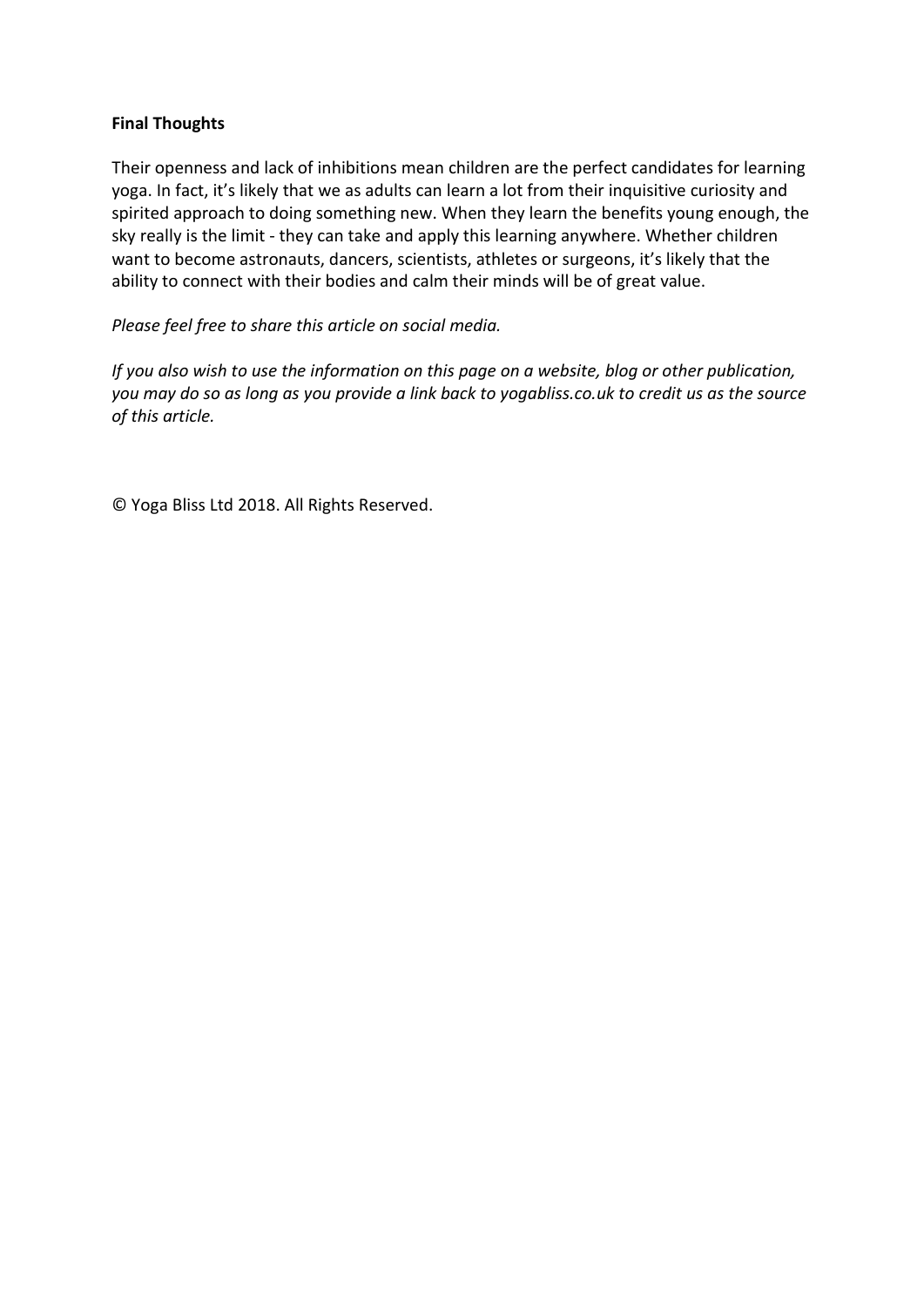**Final Thoughts**

Their openness and lack of inhibitions mean children are the perfect candidates for learning yoga. In fact, it's likely that we as adults can learn a lot from their inquisitive curiosity and spirited approach to doing something new. When they learn the benefits young enough, the sky really is the limit - they can take and apply this learning anywhere. Whether children want to become astronauts, dancers, scientists, athletes or surgeons, it's likely that the ability to connect with their bodies and calm their minds will be of great value.

*Please feel free to share this article on social media.*

*If you also wish to use the information on this page on a website, blog or other publication, you may do so as long as you provide a link back to yogabliss.co.uk to credit us as the source of this article.*

© Yoga Bliss Ltd 2018. All Rights Reserved.